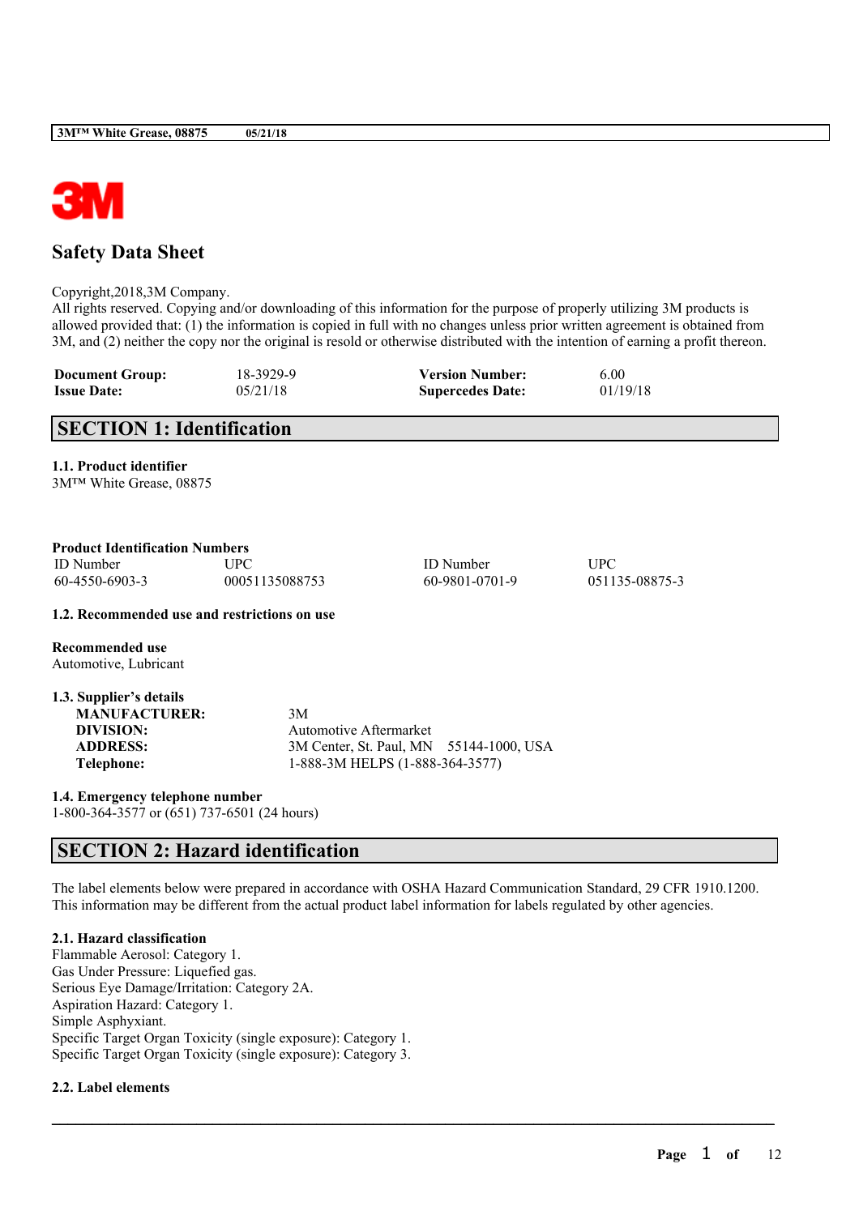# Safety Data Sheet

Copyright,2018,3M Company.
All rights reserved. Copying and/or downloading of this information for the purpose of properly utilizing 3M products is allowed provided that: (1) the information is copied in full with no changes unless prior written agreement is obtained from 3M, and (2) neither the copy nor the original is resold or otherwise distributed with the intention of earning a profit thereon.

| **Document Group:** | 18-3929-9 | **Version Number:** | 6.00 |
|---|---|---|---|
| **Issue Date:** | 05/21/18 | **Supercedes Date:** | 01/19/18 |

## SECTION 1: Identification

### 1.1. Product identifier

3M™ White Grease, 08875

**Product Identification Numbers**

| ID Number | UPC | ID Number | UPC |
|---|---|---|---|
| 60-4550-6903-3 | 00051135088753 | 60-9801-0701-9 | 051135-08875-3 |

### 1.2. Recommended use and restrictions on use

**Recommended use**
Automotive, Lubricant

### 1.3. Supplier's details

| | |
|---|---|
| **MANUFACTURER:** | 3M |
| **DIVISION:** | Automotive Aftermarket |
| **ADDRESS:** | 3M Center, St. Paul, MN 55144-1000, USA |
| **Telephone:** | 1-888-3M HELPS (1-888-364-3577) |

### 1.4. Emergency telephone number

1-800-364-3577 or (651) 737-6501 (24 hours)

## SECTION 2: Hazard identification

The label elements below were prepared in accordance with OSHA Hazard Communication Standard, 29 CFR 1910.1200. This information may be different from the actual product label information for labels regulated by other agencies.

### 2.1. Hazard classification

Flammable Aerosol: Category 1.
Gas Under Pressure: Liquefied gas.
Serious Eye Damage/Irritation: Category 2A.
Aspiration Hazard: Category 1.
Simple Asphyxiant.
Specific Target Organ Toxicity (single exposure): Category 1.
Specific Target Organ Toxicity (single exposure): Category 3.

### 2.2. Label elements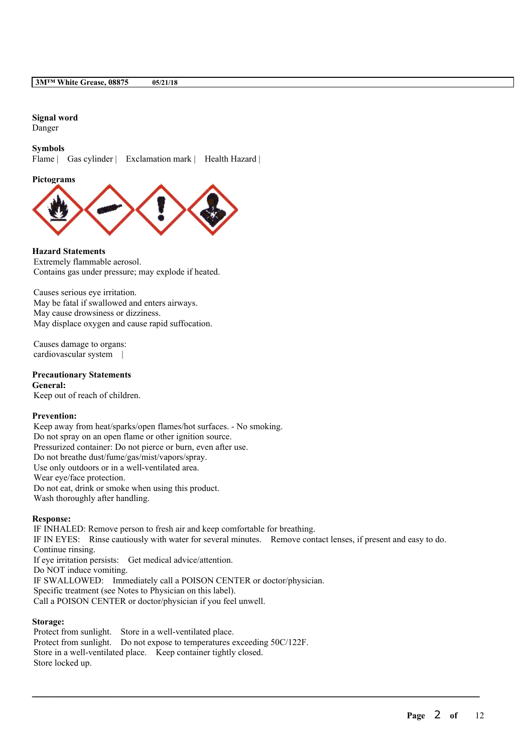**Signal word**
Danger

**Symbols**
Flame | Gas cylinder | Exclamation mark | Health Hazard |

**Pictograms**

**Hazard Statements**
Extremely flammable aerosol.
Contains gas under pressure; may explode if heated.

Causes serious eye irritation.
May be fatal if swallowed and enters airways.
May cause drowsiness or dizziness.
May displace oxygen and cause rapid suffocation.

Causes damage to organs:
cardiovascular system |

**Precautionary Statements**

**General:**
Keep out of reach of children.

**Prevention:**
Keep away from heat/sparks/open flames/hot surfaces. - No smoking.
Do not spray on an open flame or other ignition source.
Pressurized container: Do not pierce or burn, even after use.
Do not breathe dust/fume/gas/mist/vapors/spray.
Use only outdoors or in a well-ventilated area.
Wear eye/face protection.
Do not eat, drink or smoke when using this product.
Wash thoroughly after handling.

**Response:**
IF INHALED: Remove person to fresh air and keep comfortable for breathing.
IF IN EYES: Rinse cautiously with water for several minutes. Remove contact lenses, if present and easy to do. Continue rinsing.
If eye irritation persists: Get medical advice/attention.
Do NOT induce vomiting.
IF SWALLOWED: Immediately call a POISON CENTER or doctor/physician.
Specific treatment (see Notes to Physician on this label).
Call a POISON CENTER or doctor/physician if you feel unwell.

**Storage:**
Protect from sunlight. Store in a well-ventilated place.
Protect from sunlight. Do not expose to temperatures exceeding 50C/122F.
Store in a well-ventilated place. Keep container tightly closed.
Store locked up.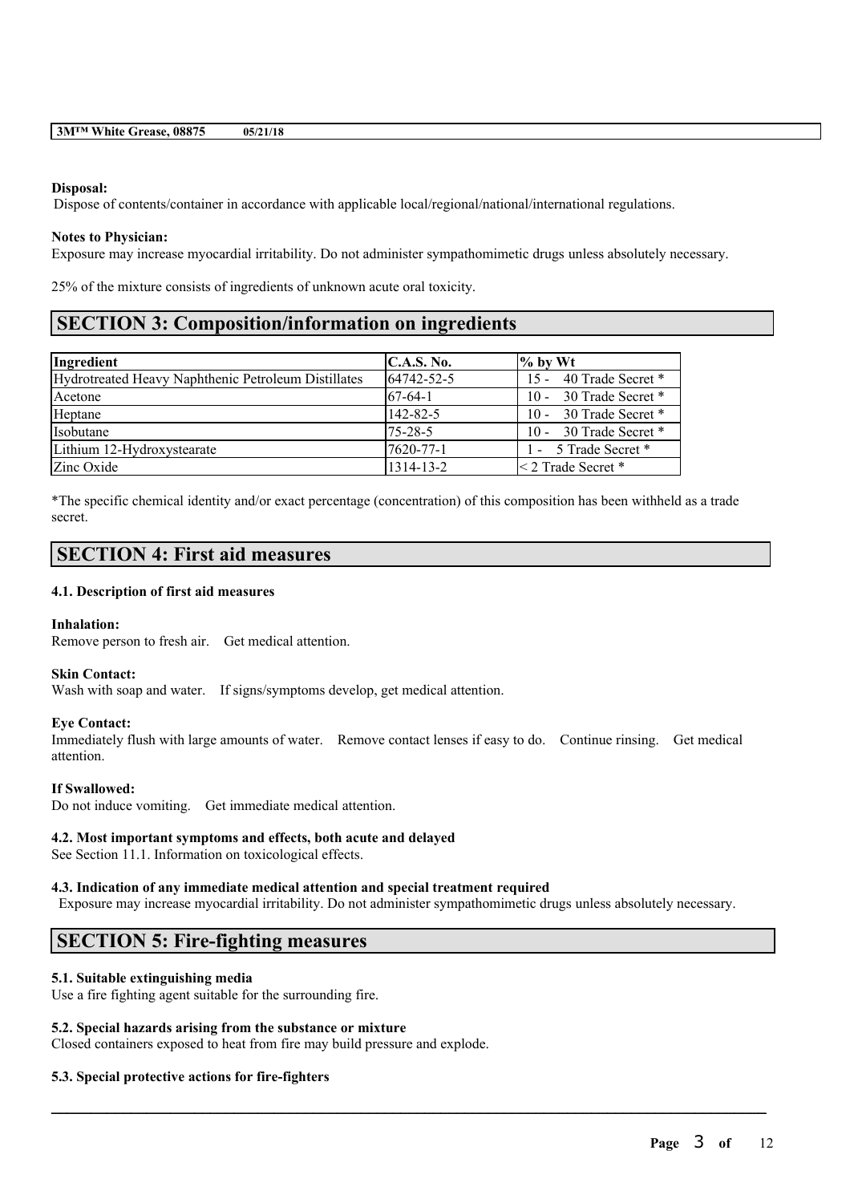**Disposal:**

Dispose of contents/container in accordance with applicable local/regional/national/international regulations.

**Notes to Physician:**

Exposure may increase myocardial irritability. Do not administer sympathomimetic drugs unless absolutely necessary.

25% of the mixture consists of ingredients of unknown acute oral toxicity.

# SECTION 3: Composition/information on ingredients

| Ingredient | C.A.S. No. | % by Wt |
| --- | --- | --- |
| Hydrotreated Heavy Naphthenic Petroleum Distillates | 64742-52-5 | 15 - 40 Trade Secret * |
| Acetone | 67-64-1 | 10 - 30 Trade Secret * |
| Heptane | 142-82-5 | 10 - 30 Trade Secret * |
| Isobutane | 75-28-5 | 10 - 30 Trade Secret * |
| Lithium 12-Hydroxystearate | 7620-77-1 | 1 - 5 Trade Secret * |
| Zinc Oxide | 1314-13-2 | < 2 Trade Secret * |

*The specific chemical identity and/or exact percentage (concentration) of this composition has been withheld as a trade secret.

# SECTION 4: First aid measures

### 4.1. Description of first aid measures

**Inhalation:**

Remove person to fresh air. Get medical attention.

**Skin Contact:**

Wash with soap and water. If signs/symptoms develop, get medical attention.

**Eye Contact:**

Immediately flush with large amounts of water. Remove contact lenses if easy to do. Continue rinsing. Get medical attention.

**If Swallowed:**

Do not induce vomiting. Get immediate medical attention.

### 4.2. Most important symptoms and effects, both acute and delayed

See Section 11.1. Information on toxicological effects.

### 4.3. Indication of any immediate medical attention and special treatment required

Exposure may increase myocardial irritability. Do not administer sympathomimetic drugs unless absolutely necessary.

# SECTION 5: Fire-fighting measures

### 5.1. Suitable extinguishing media

Use a fire fighting agent suitable for the surrounding fire.

### 5.2. Special hazards arising from the substance or mixture

Closed containers exposed to heat from fire may build pressure and explode.

### 5.3. Special protective actions for fire-fighters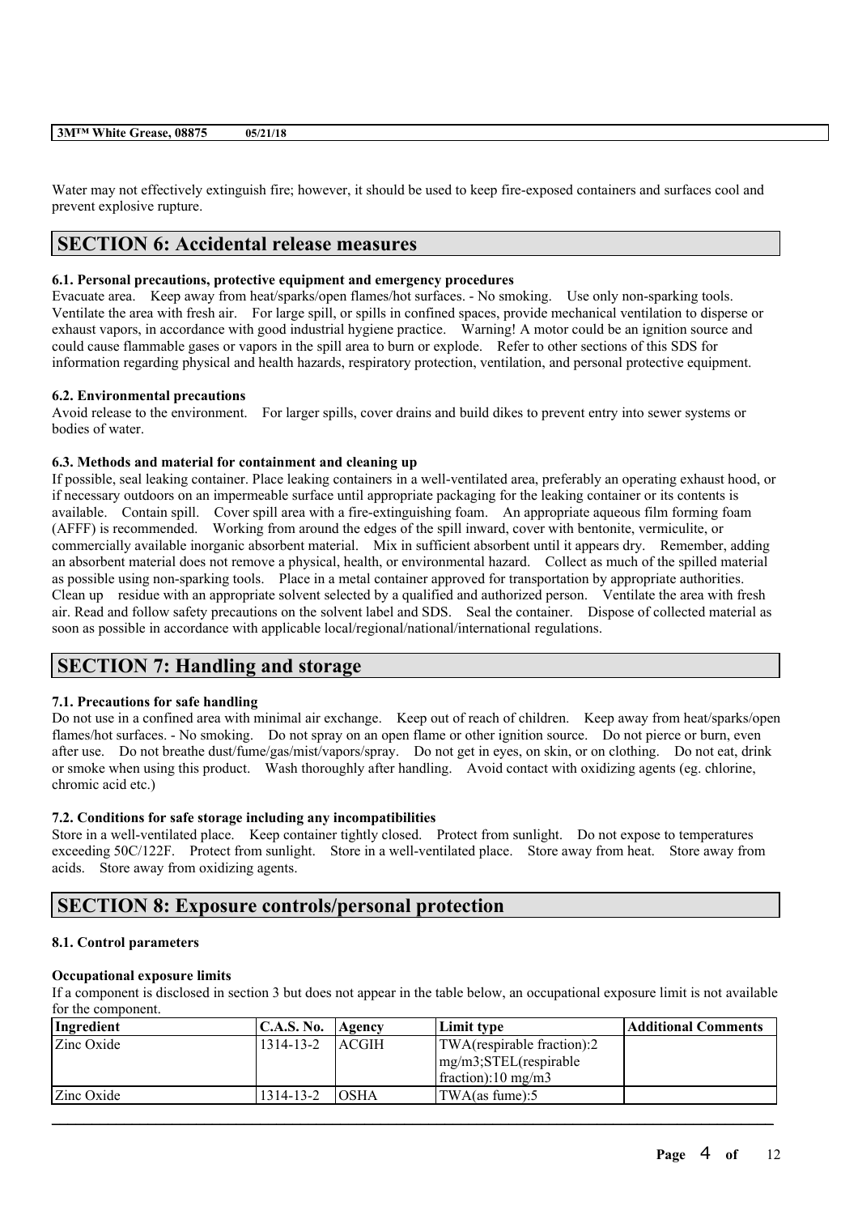Water may not effectively extinguish fire; however, it should be used to keep fire-exposed containers and surfaces cool and prevent explosive rupture.

## SECTION 6: Accidental release measures

### 6.1. Personal precautions, protective equipment and emergency procedures

Evacuate area. Keep away from heat/sparks/open flames/hot surfaces. - No smoking. Use only non-sparking tools. Ventilate the area with fresh air. For large spill, or spills in confined spaces, provide mechanical ventilation to disperse or exhaust vapors, in accordance with good industrial hygiene practice. Warning! A motor could be an ignition source and could cause flammable gases or vapors in the spill area to burn or explode. Refer to other sections of this SDS for information regarding physical and health hazards, respiratory protection, ventilation, and personal protective equipment.

### 6.2. Environmental precautions

Avoid release to the environment. For larger spills, cover drains and build dikes to prevent entry into sewer systems or bodies of water.

### 6.3. Methods and material for containment and cleaning up

If possible, seal leaking container. Place leaking containers in a well-ventilated area, preferably an operating exhaust hood, or if necessary outdoors on an impermeable surface until appropriate packaging for the leaking container or its contents is available. Contain spill. Cover spill area with a fire-extinguishing foam. An appropriate aqueous film forming foam (AFFF) is recommended. Working from around the edges of the spill inward, cover with bentonite, vermiculite, or commercially available inorganic absorbent material. Mix in sufficient absorbent until it appears dry. Remember, adding an absorbent material does not remove a physical, health, or environmental hazard. Collect as much of the spilled material as possible using non-sparking tools. Place in a metal container approved for transportation by appropriate authorities. Clean up residue with an appropriate solvent selected by a qualified and authorized person. Ventilate the area with fresh air. Read and follow safety precautions on the solvent label and SDS. Seal the container. Dispose of collected material as soon as possible in accordance with applicable local/regional/national/international regulations.

## SECTION 7: Handling and storage

### 7.1. Precautions for safe handling

Do not use in a confined area with minimal air exchange. Keep out of reach of children. Keep away from heat/sparks/open flames/hot surfaces. - No smoking. Do not spray on an open flame or other ignition source. Do not pierce or burn, even after use. Do not breathe dust/fume/gas/mist/vapors/spray. Do not get in eyes, on skin, or on clothing. Do not eat, drink or smoke when using this product. Wash thoroughly after handling. Avoid contact with oxidizing agents (eg. chlorine, chromic acid etc.)

### 7.2. Conditions for safe storage including any incompatibilities

Store in a well-ventilated place. Keep container tightly closed. Protect from sunlight. Do not expose to temperatures exceeding 50C/122F. Protect from sunlight. Store in a well-ventilated place. Store away from heat. Store away from acids. Store away from oxidizing agents.

## SECTION 8: Exposure controls/personal protection

### 8.1. Control parameters

**Occupational exposure limits**

If a component is disclosed in section 3 but does not appear in the table below, an occupational exposure limit is not available for the component.

| Ingredient | C.A.S. No. | Agency | Limit type | Additional Comments |
|---|---|---|---|---|
| Zinc Oxide | 1314-13-2 | ACGIH | TWA(respirable fraction):2 mg/m3;STEL(respirable fraction):10 mg/m3 | |
| Zinc Oxide | 1314-13-2 | OSHA | TWA(as fume):5 | |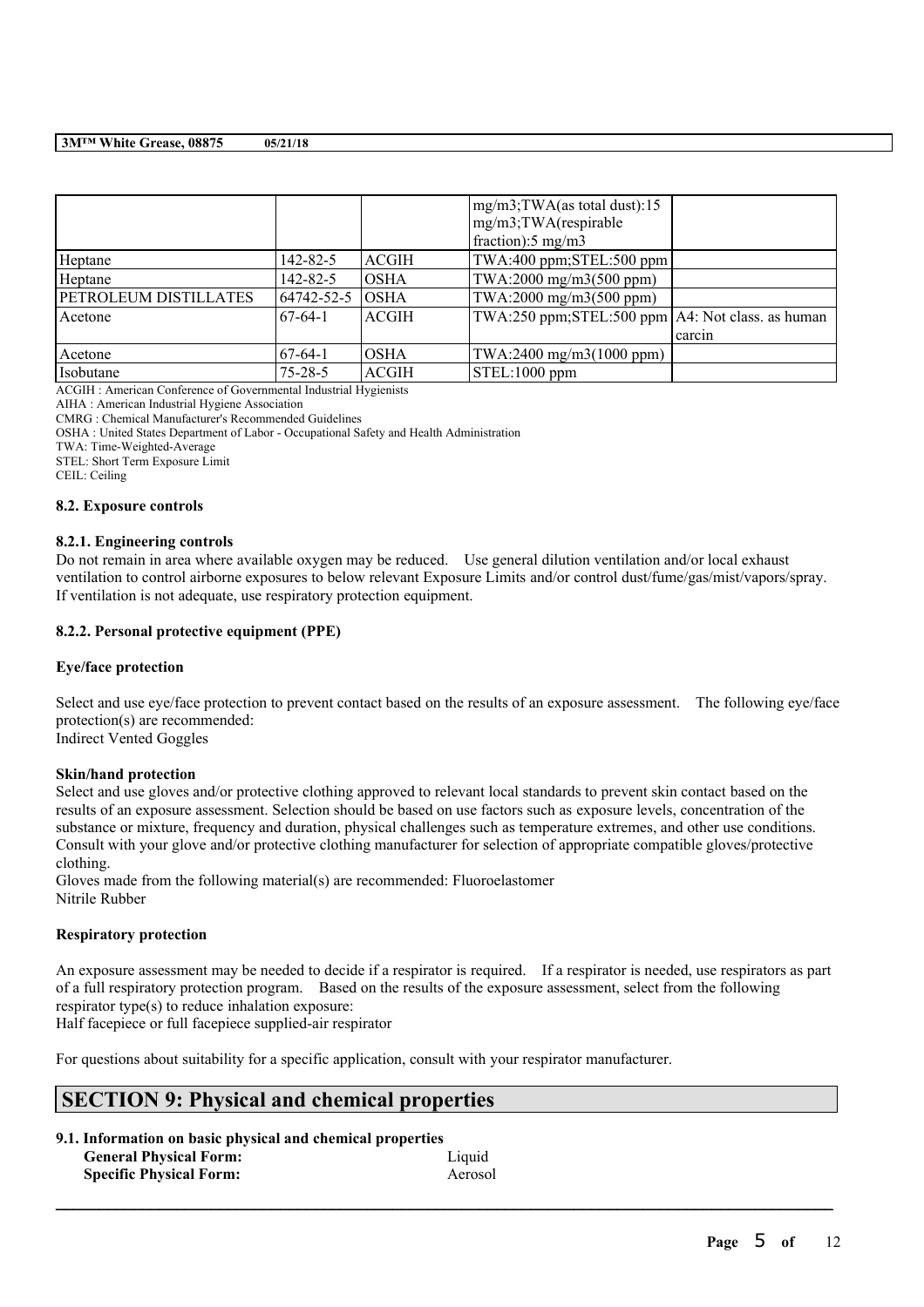| | | | mg/m3;TWA(as total dust):15 mg/m3;TWA(respirable fraction):5 mg/m3 | |
|---|---|---|---|---|
| Heptane | 142-82-5 | ACGIH | TWA:400 ppm;STEL:500 ppm | |
| Heptane | 142-82-5 | OSHA | TWA:2000 mg/m3(500 ppm) | |
| PETROLEUM DISTILLATES | 64742-52-5 | OSHA | TWA:2000 mg/m3(500 ppm) | |
| Acetone | 67-64-1 | ACGIH | TWA:250 ppm;STEL:500 ppm | A4: Not class. as human carcin |
| Acetone | 67-64-1 | OSHA | TWA:2400 mg/m3(1000 ppm) | |
| Isobutane | 75-28-5 | ACGIH | STEL:1000 ppm | |

ACGIH : American Conference of Governmental Industrial Hygienists
AIHA : American Industrial Hygiene Association
CMRG : Chemical Manufacturer's Recommended Guidelines
OSHA : United States Department of Labor - Occupational Safety and Health Administration
TWA: Time-Weighted-Average
STEL: Short Term Exposure Limit
CEIL: Ceiling

### 8.2. Exposure controls

#### 8.2.1. Engineering controls

Do not remain in area where available oxygen may be reduced. Use general dilution ventilation and/or local exhaust ventilation to control airborne exposures to below relevant Exposure Limits and/or control dust/fume/gas/mist/vapors/spray. If ventilation is not adequate, use respiratory protection equipment.

#### 8.2.2. Personal protective equipment (PPE)

**Eye/face protection**

Select and use eye/face protection to prevent contact based on the results of an exposure assessment. The following eye/face protection(s) are recommended:
Indirect Vented Goggles

**Skin/hand protection**

Select and use gloves and/or protective clothing approved to relevant local standards to prevent skin contact based on the results of an exposure assessment. Selection should be based on use factors such as exposure levels, concentration of the substance or mixture, frequency and duration, physical challenges such as temperature extremes, and other use conditions. Consult with your glove and/or protective clothing manufacturer for selection of appropriate compatible gloves/protective clothing.
Gloves made from the following material(s) are recommended: Fluoroelastomer
Nitrile Rubber

**Respiratory protection**

An exposure assessment may be needed to decide if a respirator is required. If a respirator is needed, use respirators as part of a full respiratory protection program. Based on the results of the exposure assessment, select from the following respirator type(s) to reduce inhalation exposure:
Half facepiece or full facepiece supplied-air respirator

For questions about suitability for a specific application, consult with your respirator manufacturer.

## SECTION 9: Physical and chemical properties

### 9.1. Information on basic physical and chemical properties

| | |
|---|---|
| **General Physical Form:** | Liquid |
| **Specific Physical Form:** | Aerosol |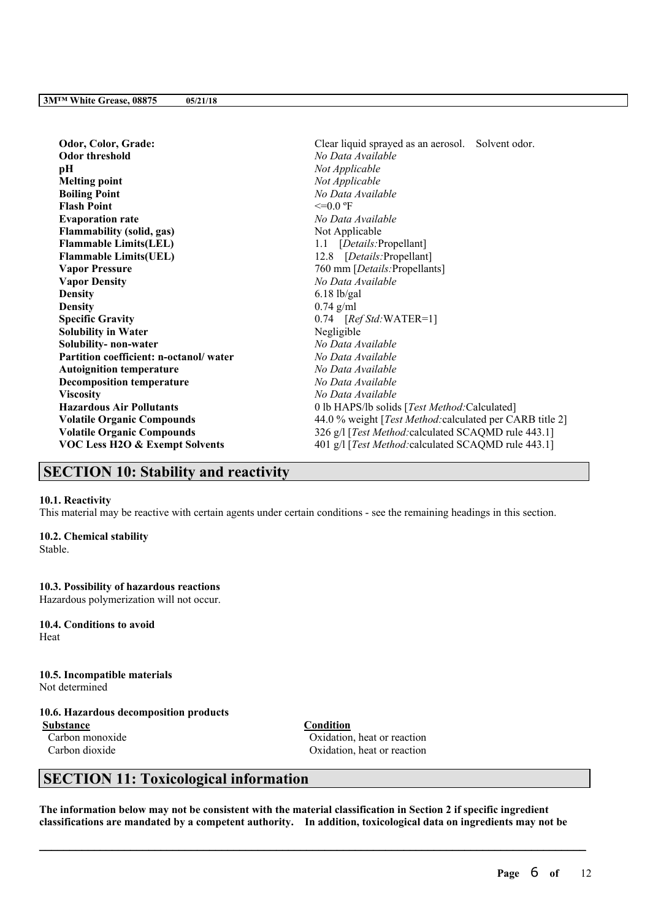| | |
|---|---|
| **Odor, Color, Grade:** | Clear liquid sprayed as an aerosol. Solvent odor. |
| **Odor threshold** | *No Data Available* |
| **pH** | *Not Applicable* |
| **Melting point** | *Not Applicable* |
| **Boiling Point** | *No Data Available* |
| **Flash Point** | <=0.0 ºF |
| **Evaporation rate** | *No Data Available* |
| **Flammability (solid, gas)** | Not Applicable |
| **Flammable Limits(LEL)** | 1.1 [*Details:*Propellant] |
| **Flammable Limits(UEL)** | 12.8 [*Details:*Propellant] |
| **Vapor Pressure** | 760 mm [*Details:*Propellants] |
| **Vapor Density** | *No Data Available* |
| **Density** | 6.18 lb/gal |
| **Density** | 0.74 g/ml |
| **Specific Gravity** | 0.74 [*Ref Std:*WATER=1] |
| **Solubility in Water** | Negligible |
| **Solubility- non-water** | *No Data Available* |
| **Partition coefficient: n-octanol/ water** | *No Data Available* |
| **Autoignition temperature** | *No Data Available* |
| **Decomposition temperature** | *No Data Available* |
| **Viscosity** | *No Data Available* |
| **Hazardous Air Pollutants** | 0 lb HAPS/lb solids [*Test Method:*Calculated] |
| **Volatile Organic Compounds** | 44.0 % weight [*Test Method:*calculated per CARB title 2] |
| **Volatile Organic Compounds** | 326 g/l [*Test Method:*calculated SCAQMD rule 443.1] |
| **VOC Less H2O & Exempt Solvents** | 401 g/l [*Test Method:*calculated SCAQMD rule 443.1] |

## SECTION 10: Stability and reactivity

**10.1. Reactivity**
This material may be reactive with certain agents under certain conditions - see the remaining headings in this section.

**10.2. Chemical stability**
Stable.

**10.3. Possibility of hazardous reactions**
Hazardous polymerization will not occur.

**10.4. Conditions to avoid**
Heat

**10.5. Incompatible materials**
Not determined

**10.6. Hazardous decomposition products**

| Substance | Condition |
|---|---|
| Carbon monoxide | Oxidation, heat or reaction |
| Carbon dioxide | Oxidation, heat or reaction |

## SECTION 11: Toxicological information

**The information below may not be consistent with the material classification in Section 2 if specific ingredient classifications are mandated by a competent authority. In addition, toxicological data on ingredients may not be**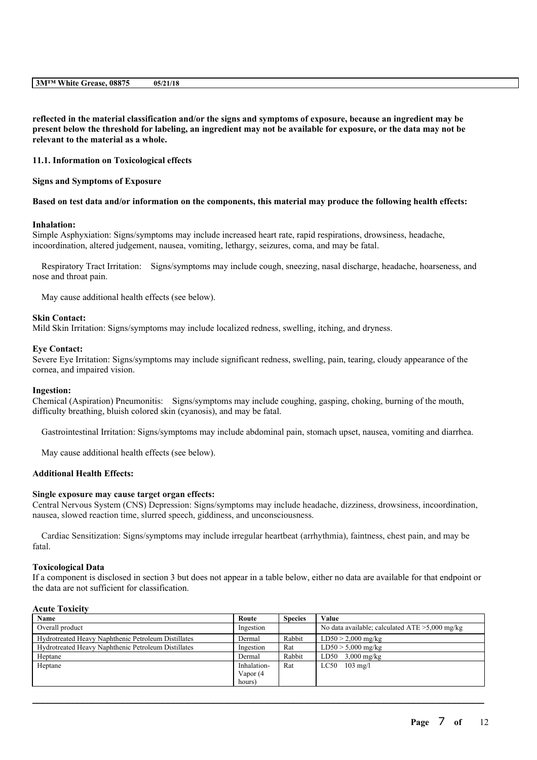**reflected in the material classification and/or the signs and symptoms of exposure, because an ingredient may be present below the threshold for labeling, an ingredient may not be available for exposure, or the data may not be relevant to the material as a whole.**

**11.1. Information on Toxicological effects**

**Signs and Symptoms of Exposure**

**Based on test data and/or information on the components, this material may produce the following health effects:**

**Inhalation:**
Simple Asphyxiation: Signs/symptoms may include increased heart rate, rapid respirations, drowsiness, headache, incoordination, altered judgement, nausea, vomiting, lethargy, seizures, coma, and may be fatal.

Respiratory Tract Irritation: Signs/symptoms may include cough, sneezing, nasal discharge, headache, hoarseness, and nose and throat pain.

May cause additional health effects (see below).

**Skin Contact:**
Mild Skin Irritation: Signs/symptoms may include localized redness, swelling, itching, and dryness.

**Eye Contact:**
Severe Eye Irritation: Signs/symptoms may include significant redness, swelling, pain, tearing, cloudy appearance of the cornea, and impaired vision.

**Ingestion:**
Chemical (Aspiration) Pneumonitis: Signs/symptoms may include coughing, gasping, choking, burning of the mouth, difficulty breathing, bluish colored skin (cyanosis), and may be fatal.

Gastrointestinal Irritation: Signs/symptoms may include abdominal pain, stomach upset, nausea, vomiting and diarrhea.

May cause additional health effects (see below).

**Additional Health Effects:**

**Single exposure may cause target organ effects:**
Central Nervous System (CNS) Depression: Signs/symptoms may include headache, dizziness, drowsiness, incoordination, nausea, slowed reaction time, slurred speech, giddiness, and unconsciousness.

Cardiac Sensitization: Signs/symptoms may include irregular heartbeat (arrhythmia), faintness, chest pain, and may be fatal.

**Toxicological Data**
If a component is disclosed in section 3 but does not appear in a table below, either no data are available for that endpoint or the data are not sufficient for classification.

**Acute Toxicity**

| Name | Route | Species | Value |
|---|---|---|---|
| Overall product | Ingestion | | No data available; calculated ATE >5,000 mg/kg |
| Hydrotreated Heavy Naphthenic Petroleum Distillates | Dermal | Rabbit | LD50 > 2,000 mg/kg |
| Hydrotreated Heavy Naphthenic Petroleum Distillates | Ingestion | Rat | LD50 > 5,000 mg/kg |
| Heptane | Dermal | Rabbit | LD50 3,000 mg/kg |
| Heptane | Inhalation-Vapor (4 hours) | Rat | LC50 103 mg/l |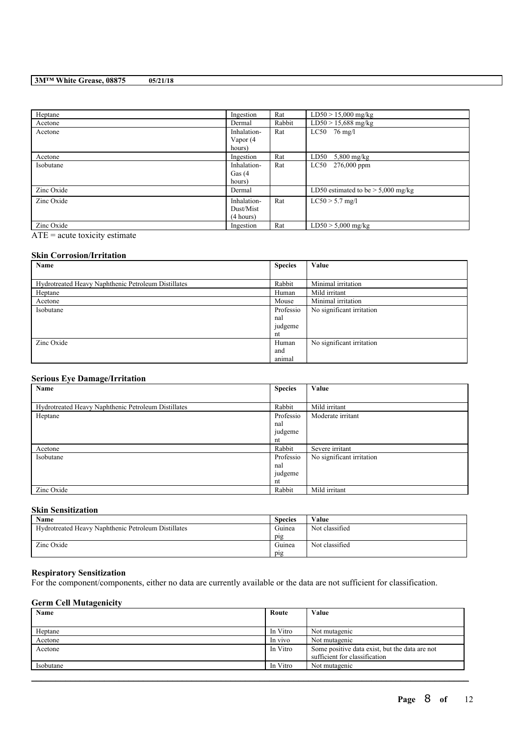| Heptane | Ingestion | Rat | LD50 > 15,000 mg/kg |
|---|---|---|---|
| Acetone | Dermal | Rabbit | LD50 > 15,688 mg/kg |
| Acetone | Inhalation-Vapor (4 hours) | Rat | LC50 76 mg/l |
| Acetone | Ingestion | Rat | LD50 5,800 mg/kg |
| Isobutane | Inhalation-Gas (4 hours) | Rat | LC50 276,000 ppm |
| Zinc Oxide | Dermal | | LD50 estimated to be > 5,000 mg/kg |
| Zinc Oxide | Inhalation-Dust/Mist (4 hours) | Rat | LC50 > 5.7 mg/l |
| Zinc Oxide | Ingestion | Rat | LD50 > 5,000 mg/kg |

ATE = acute toxicity estimate

### Skin Corrosion/Irritation

| Name | Species | Value |
|---|---|---|
| Hydrotreated Heavy Naphthenic Petroleum Distillates | Rabbit | Minimal irritation |
| Heptane | Human | Mild irritant |
| Acetone | Mouse | Minimal irritation |
| Isobutane | Professional judgement | No significant irritation |
| Zinc Oxide | Human and animal | No significant irritation |

### Serious Eye Damage/Irritation

| Name | Species | Value |
|---|---|---|
| Hydrotreated Heavy Naphthenic Petroleum Distillates | Rabbit | Mild irritant |
| Heptane | Professional judgement | Moderate irritant |
| Acetone | Rabbit | Severe irritant |
| Isobutane | Professional judgement | No significant irritation |
| Zinc Oxide | Rabbit | Mild irritant |

### Skin Sensitization

| Name | Species | Value |
|---|---|---|
| Hydrotreated Heavy Naphthenic Petroleum Distillates | Guinea pig | Not classified |
| Zinc Oxide | Guinea pig | Not classified |

### Respiratory Sensitization

For the component/components, either no data are currently available or the data are not sufficient for classification.

### Germ Cell Mutagenicity

| Name | Route | Value |
|---|---|---|
| Heptane | In Vitro | Not mutagenic |
| Acetone | In vivo | Not mutagenic |
| Acetone | In Vitro | Some positive data exist, but the data are not sufficient for classification |
| Isobutane | In Vitro | Not mutagenic |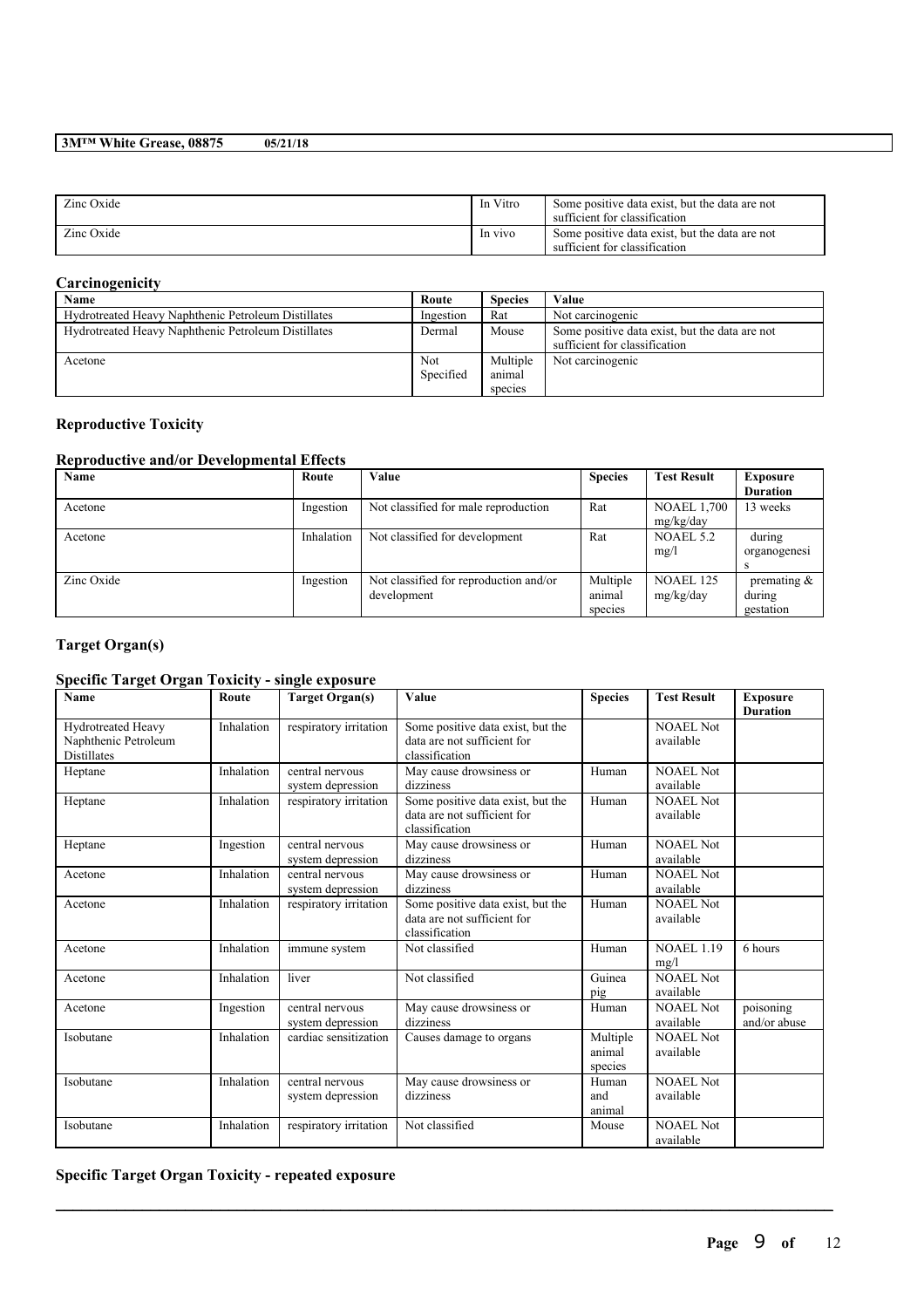| Zinc Oxide | In Vitro | Some positive data exist, but the data are not sufficient for classification |
|---|---|---|
| Zinc Oxide | In vivo | Some positive data exist, but the data are not sufficient for classification |

### Carcinogenicity

| Name | Route | Species | Value |
|---|---|---|---|
| Hydrotreated Heavy Naphthenic Petroleum Distillates | Ingestion | Rat | Not carcinogenic |
| Hydrotreated Heavy Naphthenic Petroleum Distillates | Dermal | Mouse | Some positive data exist, but the data are not sufficient for classification |
| Acetone | Not Specified | Multiple animal species | Not carcinogenic |

### Reproductive Toxicity

### Reproductive and/or Developmental Effects

| Name | Route | Value | Species | Test Result | Exposure Duration |
|---|---|---|---|---|---|
| Acetone | Ingestion | Not classified for male reproduction | Rat | NOAEL 1,700 mg/kg/day | 13 weeks |
| Acetone | Inhalation | Not classified for development | Rat | NOAEL 5.2 mg/l | during organogenesis |
| Zinc Oxide | Ingestion | Not classified for reproduction and/or development | Multiple animal species | NOAEL 125 mg/kg/day | premating & during gestation |

### Target Organ(s)

### Specific Target Organ Toxicity - single exposure

| Name | Route | Target Organ(s) | Value | Species | Test Result | Exposure Duration |
|---|---|---|---|---|---|---|
| Hydrotreated Heavy Naphthenic Petroleum Distillates | Inhalation | respiratory irritation | Some positive data exist, but the data are not sufficient for classification | | NOAEL Not available | |
| Heptane | Inhalation | central nervous system depression | May cause drowsiness or dizziness | Human | NOAEL Not available | |
| Heptane | Inhalation | respiratory irritation | Some positive data exist, but the data are not sufficient for classification | Human | NOAEL Not available | |
| Heptane | Ingestion | central nervous system depression | May cause drowsiness or dizziness | Human | NOAEL Not available | |
| Acetone | Inhalation | central nervous system depression | May cause drowsiness or dizziness | Human | NOAEL Not available | |
| Acetone | Inhalation | respiratory irritation | Some positive data exist, but the data are not sufficient for classification | Human | NOAEL Not available | |
| Acetone | Inhalation | immune system | Not classified | Human | NOAEL 1.19 mg/l | 6 hours |
| Acetone | Inhalation | liver | Not classified | Guinea pig | NOAEL Not available | |
| Acetone | Ingestion | central nervous system depression | May cause drowsiness or dizziness | Human | NOAEL Not available | poisoning and/or abuse |
| Isobutane | Inhalation | cardiac sensitization | Causes damage to organs | Multiple animal species | NOAEL Not available | |
| Isobutane | Inhalation | central nervous system depression | May cause drowsiness or dizziness | Human and animal | NOAEL Not available | |
| Isobutane | Inhalation | respiratory irritation | Not classified | Mouse | NOAEL Not available | |

### Specific Target Organ Toxicity - repeated exposure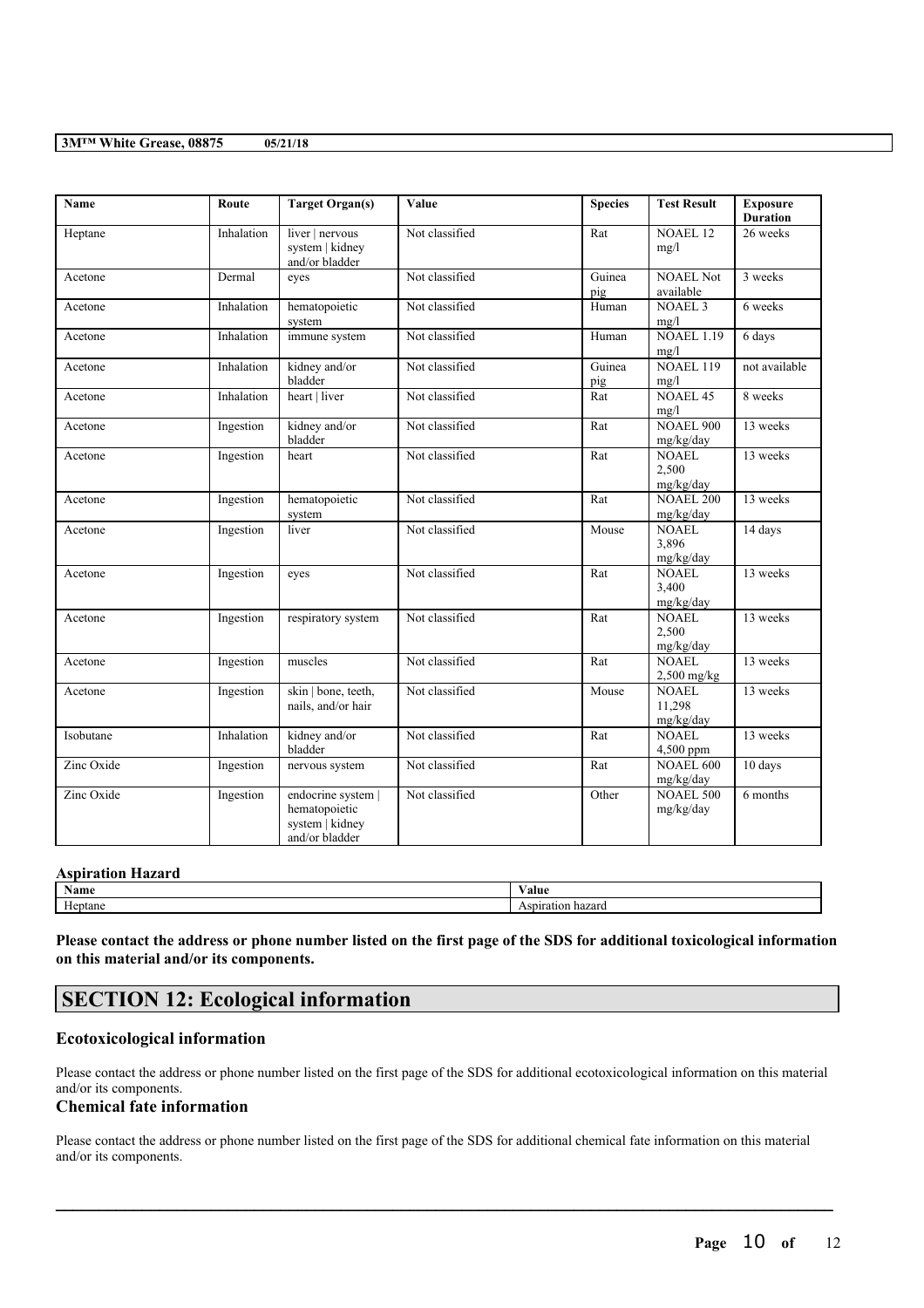| Name | Route | Target Organ(s) | Value | Species | Test Result | Exposure Duration |
|---|---|---|---|---|---|---|
| Heptane | Inhalation | liver \| nervous system \| kidney and/or bladder | Not classified | Rat | NOAEL 12 mg/l | 26 weeks |
| Acetone | Dermal | eyes | Not classified | Guinea pig | NOAEL Not available | 3 weeks |
| Acetone | Inhalation | hematopoietic system | Not classified | Human | NOAEL 3 mg/l | 6 weeks |
| Acetone | Inhalation | immune system | Not classified | Human | NOAEL 1.19 mg/l | 6 days |
| Acetone | Inhalation | kidney and/or bladder | Not classified | Guinea pig | NOAEL 119 mg/l | not available |
| Acetone | Inhalation | heart \| liver | Not classified | Rat | NOAEL 45 mg/l | 8 weeks |
| Acetone | Ingestion | kidney and/or bladder | Not classified | Rat | NOAEL 900 mg/kg/day | 13 weeks |
| Acetone | Ingestion | heart | Not classified | Rat | NOAEL 2,500 mg/kg/day | 13 weeks |
| Acetone | Ingestion | hematopoietic system | Not classified | Rat | NOAEL 200 mg/kg/day | 13 weeks |
| Acetone | Ingestion | liver | Not classified | Mouse | NOAEL 3,896 mg/kg/day | 14 days |
| Acetone | Ingestion | eyes | Not classified | Rat | NOAEL 3,400 mg/kg/day | 13 weeks |
| Acetone | Ingestion | respiratory system | Not classified | Rat | NOAEL 2,500 mg/kg/day | 13 weeks |
| Acetone | Ingestion | muscles | Not classified | Rat | NOAEL 2,500 mg/kg | 13 weeks |
| Acetone | Ingestion | skin \| bone, teeth, nails, and/or hair | Not classified | Mouse | NOAEL 11,298 mg/kg/day | 13 weeks |
| Isobutane | Inhalation | kidney and/or bladder | Not classified | Rat | NOAEL 4,500 ppm | 13 weeks |
| Zinc Oxide | Ingestion | nervous system | Not classified | Rat | NOAEL 600 mg/kg/day | 10 days |
| Zinc Oxide | Ingestion | endocrine system \| hematopoietic system \| kidney and/or bladder | Not classified | Other | NOAEL 500 mg/kg/day | 6 months |

**Aspiration Hazard**

| Name | Value |
|---|---|
| Heptane | Aspiration hazard |

**Please contact the address or phone number listed on the first page of the SDS for additional toxicological information on this material and/or its components.**

# SECTION 12: Ecological information

### Ecotoxicological information

Please contact the address or phone number listed on the first page of the SDS for additional ecotoxicological information on this material and/or its components.

### Chemical fate information

Please contact the address or phone number listed on the first page of the SDS for additional chemical fate information on this material and/or its components.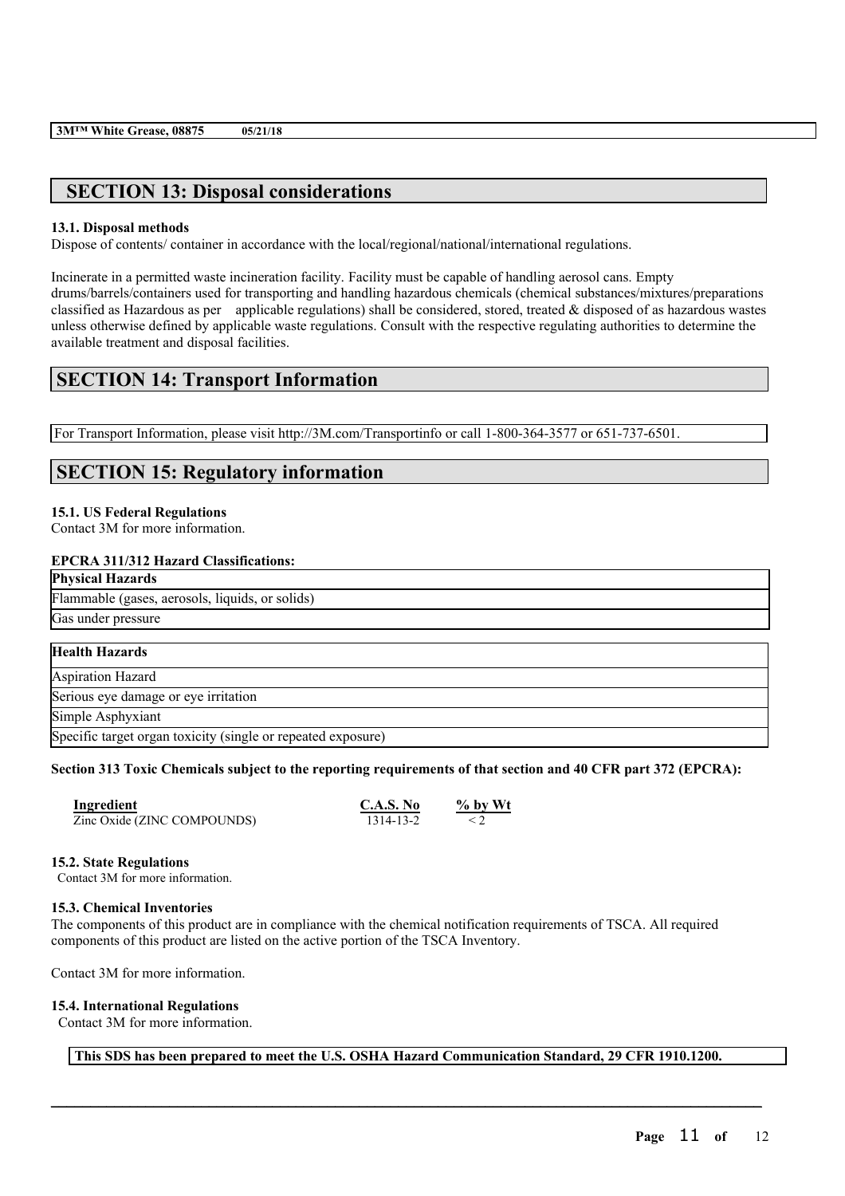## SECTION 13: Disposal considerations

### 13.1. Disposal methods

Dispose of contents/ container in accordance with the local/regional/national/international regulations.

Incinerate in a permitted waste incineration facility. Facility must be capable of handling aerosol cans. Empty drums/barrels/containers used for transporting and handling hazardous chemicals (chemical substances/mixtures/preparations classified as Hazardous as per applicable regulations) shall be considered, stored, treated & disposed of as hazardous wastes unless otherwise defined by applicable waste regulations. Consult with the respective regulating authorities to determine the available treatment and disposal facilities.

## SECTION 14: Transport Information

For Transport Information, please visit http://3M.com/Transportinfo or call 1-800-364-3577 or 651-737-6501.

## SECTION 15: Regulatory information

### 15.1. US Federal Regulations

Contact 3M for more information.

**EPCRA 311/312 Hazard Classifications:**

| Physical Hazards |
| --- |
| Flammable (gases, aerosols, liquids, or solids) |
| Gas under pressure |

| Health Hazards |
| --- |
| Aspiration Hazard |
| Serious eye damage or eye irritation |
| Simple Asphyxiant |
| Specific target organ toxicity (single or repeated exposure) |

**Section 313 Toxic Chemicals subject to the reporting requirements of that section and 40 CFR part 372 (EPCRA):**

| Ingredient | C.A.S. No | % by Wt |
| --- | --- | --- |
| Zinc Oxide (ZINC COMPOUNDS) | 1314-13-2 | < 2 |

### 15.2. State Regulations

Contact 3M for more information.

### 15.3. Chemical Inventories

The components of this product are in compliance with the chemical notification requirements of TSCA. All required components of this product are listed on the active portion of the TSCA Inventory.

Contact 3M for more information.

### 15.4. International Regulations

Contact 3M for more information.

**This SDS has been prepared to meet the U.S. OSHA Hazard Communication Standard, 29 CFR 1910.1200.**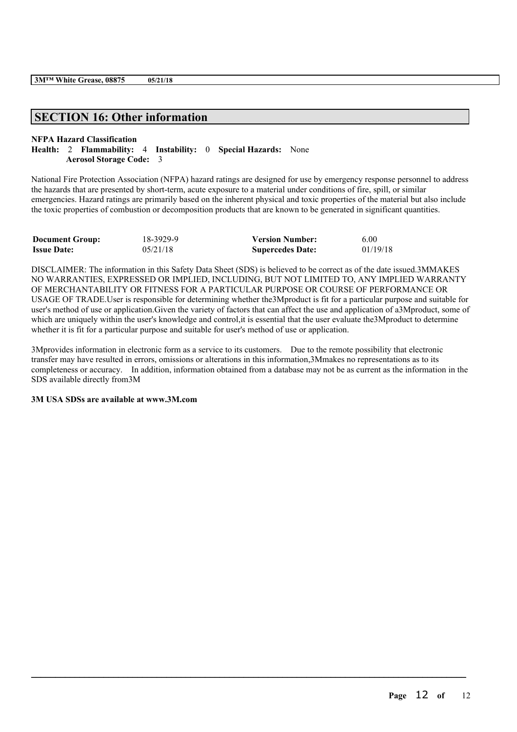## SECTION 16: Other information

**NFPA Hazard Classification**
**Health:** 2 **Flammability:** 4 **Instability:** 0 **Special Hazards:** None
**Aerosol Storage Code:** 3

National Fire Protection Association (NFPA) hazard ratings are designed for use by emergency response personnel to address the hazards that are presented by short-term, acute exposure to a material under conditions of fire, spill, or similar emergencies. Hazard ratings are primarily based on the inherent physical and toxic properties of the material but also include the toxic properties of combustion or decomposition products that are known to be generated in significant quantities.

| | | | |
|---|---|---|---|
| **Document Group:** | 18-3929-9 | **Version Number:** | 6.00 |
| **Issue Date:** | 05/21/18 | **Supercedes Date:** | 01/19/18 |

DISCLAIMER: The information in this Safety Data Sheet (SDS) is believed to be correct as of the date issued.3MMAKES NO WARRANTIES, EXPRESSED OR IMPLIED, INCLUDING, BUT NOT LIMITED TO, ANY IMPLIED WARRANTY OF MERCHANTABILITY OR FITNESS FOR A PARTICULAR PURPOSE OR COURSE OF PERFORMANCE OR USAGE OF TRADE.User is responsible for determining whether the3Mproduct is fit for a particular purpose and suitable for user's method of use or application.Given the variety of factors that can affect the use and application of a3Mproduct, some of which are uniquely within the user's knowledge and control,it is essential that the user evaluate the3Mproduct to determine whether it is fit for a particular purpose and suitable for user's method of use or application.

3Mprovides information in electronic form as a service to its customers. Due to the remote possibility that electronic transfer may have resulted in errors, omissions or alterations in this information,3Mmakes no representations as to its completeness or accuracy. In addition, information obtained from a database may not be as current as the information in the SDS available directly from3M

**3M USA SDSs are available at www.3M.com**